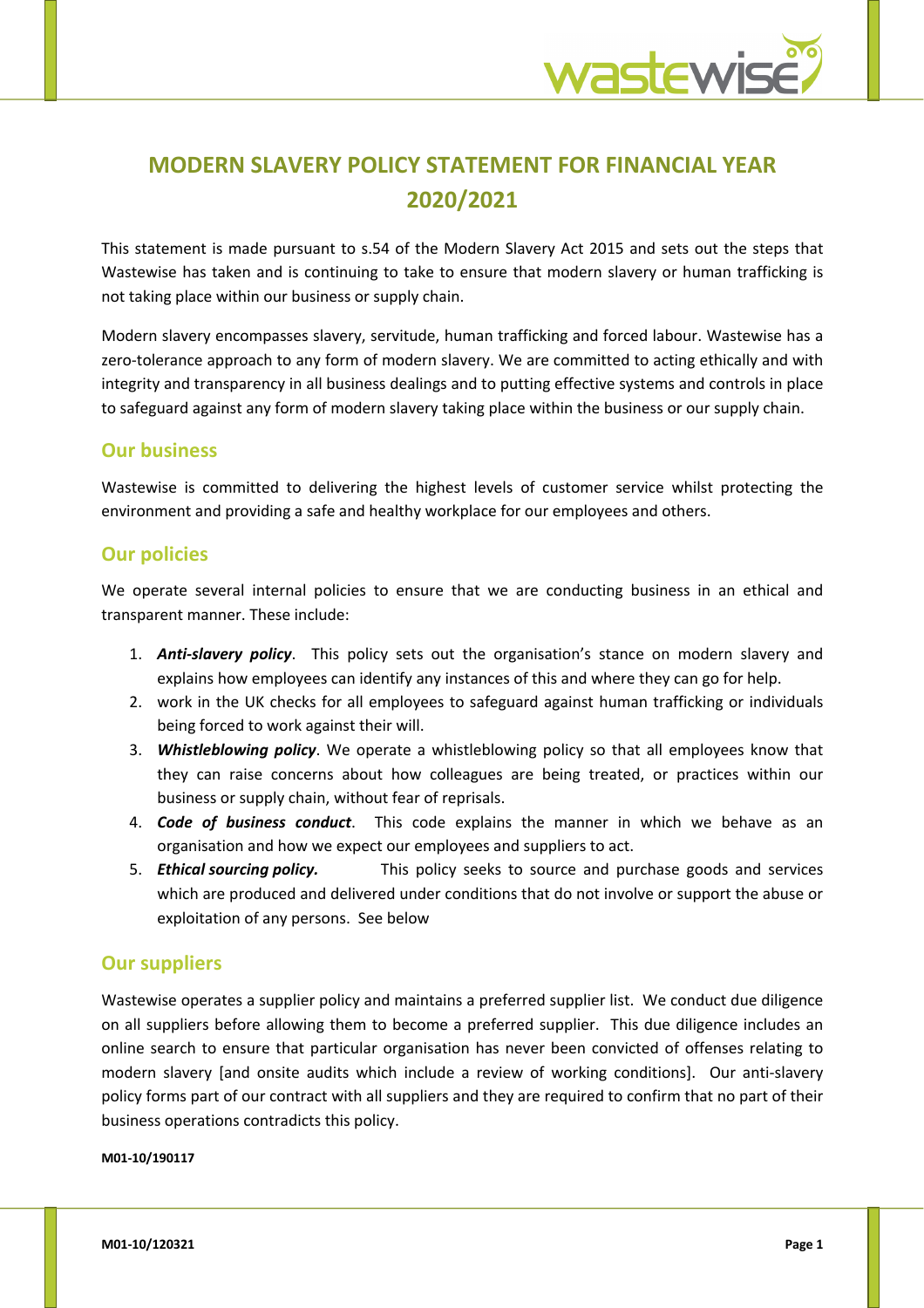# MODERN SLAVERY POLICY STATEMENT FOR FINANCIAL YEAR 2020/2021

This statement is made pursuant to s.54 of the Modern Slavery Act 2015 and sets out the steps that Wastewise has taken and is continuing to take to ensure that modern slavery or human trafficking is not taking place within our business or supply chain.

Modern slavery encompasses slavery, servitude, human trafficking and forced labour. Wastewise has a zero-tolerance approach to any form of modern slavery. We are committed to acting ethically and with integrity and transparency in all business dealings and to putting effective systems and controls in place to safeguard against any form of modern slavery taking place within the business or our supply chain.

## Our business

Wastewise is committed to delivering the highest levels of customer service whilst protecting the environment and providing a safe and healthy workplace for our employees and others.

## Our policies

We operate several internal policies to ensure that we are conducting business in an ethical and transparent manner. These include:

1. ***Anti-slavery policy***. This policy sets out the organisation's stance on modern slavery and explains how employees can identify any instances of this and where they can go for help.
2. work in the UK checks for all employees to safeguard against human trafficking or individuals being forced to work against their will.
3. ***Whistleblowing policy***. We operate a whistleblowing policy so that all employees know that they can raise concerns about how colleagues are being treated, or practices within our business or supply chain, without fear of reprisals.
4. ***Code of business conduct***. This code explains the manner in which we behave as an organisation and how we expect our employees and suppliers to act.
5. ***Ethical sourcing policy.*** This policy seeks to source and purchase goods and services which are produced and delivered under conditions that do not involve or support the abuse or exploitation of any persons. See below

## Our suppliers

Wastewise operates a supplier policy and maintains a preferred supplier list. We conduct due diligence on all suppliers before allowing them to become a preferred supplier. This due diligence includes an online search to ensure that particular organisation has never been convicted of offenses relating to modern slavery [and onsite audits which include a review of working conditions]. Our anti-slavery policy forms part of our contract with all suppliers and they are required to confirm that no part of their business operations contradicts this policy.

**M01-10/190117**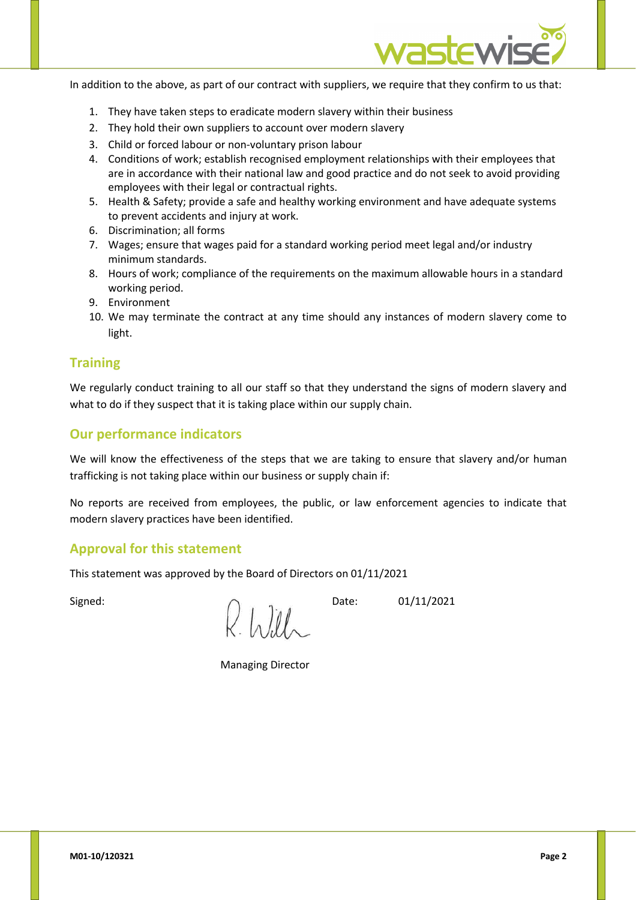In addition to the above, as part of our contract with suppliers, we require that they confirm to us that:

1. They have taken steps to eradicate modern slavery within their business
2. They hold their own suppliers to account over modern slavery
3. Child or forced labour or non-voluntary prison labour
4. Conditions of work; establish recognised employment relationships with their employees that are in accordance with their national law and good practice and do not seek to avoid providing employees with their legal or contractual rights.
5. Health & Safety; provide a safe and healthy working environment and have adequate systems to prevent accidents and injury at work.
6. Discrimination; all forms
7. Wages; ensure that wages paid for a standard working period meet legal and/or industry minimum standards.
8. Hours of work; compliance of the requirements on the maximum allowable hours in a standard working period.
9. Environment
10. We may terminate the contract at any time should any instances of modern slavery come to light.

## Training

We regularly conduct training to all our staff so that they understand the signs of modern slavery and what to do if they suspect that it is taking place within our supply chain.

## Our performance indicators

We will know the effectiveness of the steps that we are taking to ensure that slavery and/or human trafficking is not taking place within our business or supply chain if:

No reports are received from employees, the public, or law enforcement agencies to indicate that modern slavery practices have been identified.

## Approval for this statement

This statement was approved by the Board of Directors on 01/11/2021

Signed: R. Will Date: 01/11/2021

Managing Director

**M01-10/120321**